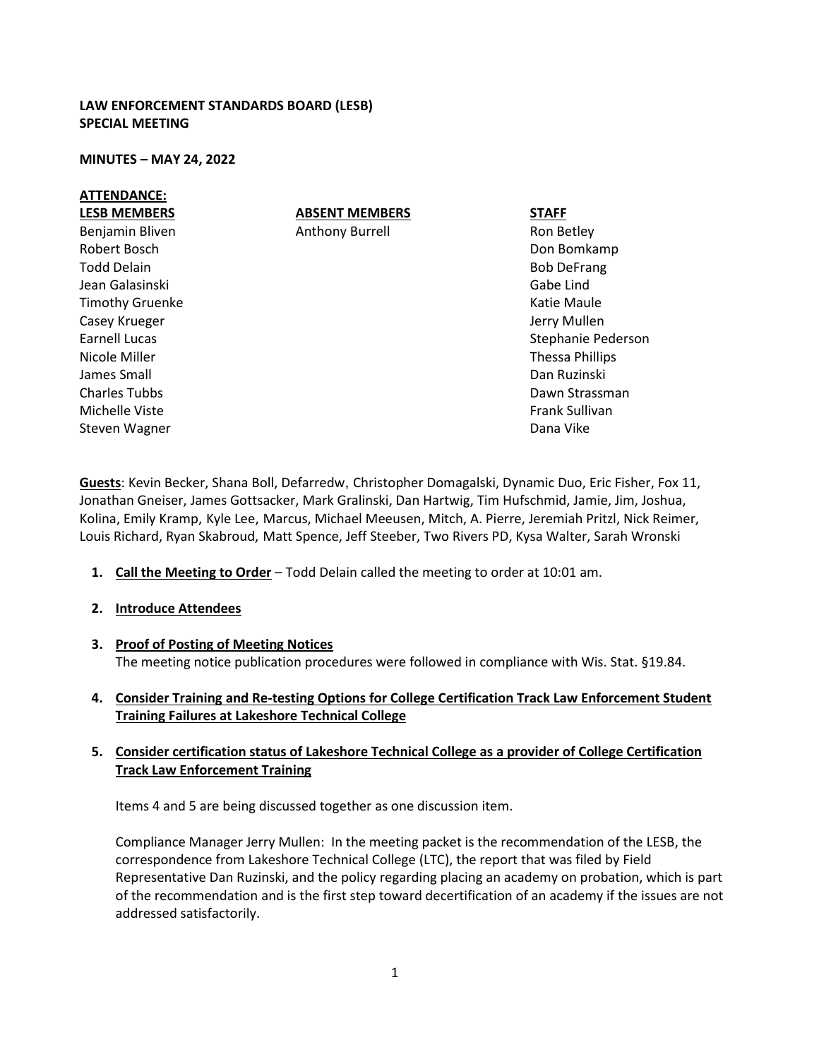**LAW ENFORCEMENT STANDARDS BOARD (LESB)**
**SPECIAL MEETING**

**MINUTES – MAY 24, 2022**

**ATTENDANCE:**

| LESB MEMBERS | ABSENT MEMBERS | STAFF |
|---|---|---|
| Benjamin Bliven | Anthony Burrell | Ron Betley |
| Robert Bosch | | Don Bomkamp |
| Todd Delain | | Bob DeFrang |
| Jean Galasinski | | Gabe Lind |
| Timothy Gruenke | | Katie Maule |
| Casey Krueger | | Jerry Mullen |
| Earnell Lucas | | Stephanie Pederson |
| Nicole Miller | | Thessa Phillips |
| James Small | | Dan Ruzinski |
| Charles Tubbs | | Dawn Strassman |
| Michelle Viste | | Frank Sullivan |
| Steven Wagner | | Dana Vike |

**Guests**: Kevin Becker, Shana Boll, Defarredw, Christopher Domagalski, Dynamic Duo, Eric Fisher, Fox 11, Jonathan Gneiser, James Gottsacker, Mark Gralinski, Dan Hartwig, Tim Hufschmid, Jamie, Jim, Joshua, Kolina, Emily Kramp, Kyle Lee, Marcus, Michael Meeusen, Mitch, A. Pierre, Jeremiah Pritzl, Nick Reimer, Louis Richard, Ryan Skabroud, Matt Spence, Jeff Steeber, Two Rivers PD, Kysa Walter, Sarah Wronski

1. **Call the Meeting to Order** – Todd Delain called the meeting to order at 10:01 am.

2. **Introduce Attendees**

3. **Proof of Posting of Meeting Notices**
   The meeting notice publication procedures were followed in compliance with Wis. Stat. §19.84.

4. **Consider Training and Re-testing Options for College Certification Track Law Enforcement Student Training Failures at Lakeshore Technical College**

5. **Consider certification status of Lakeshore Technical College as a provider of College Certification Track Law Enforcement Training**

   Items 4 and 5 are being discussed together as one discussion item.

   Compliance Manager Jerry Mullen: In the meeting packet is the recommendation of the LESB, the correspondence from Lakeshore Technical College (LTC), the report that was filed by Field Representative Dan Ruzinski, and the policy regarding placing an academy on probation, which is part of the recommendation and is the first step toward decertification of an academy if the issues are not addressed satisfactorily.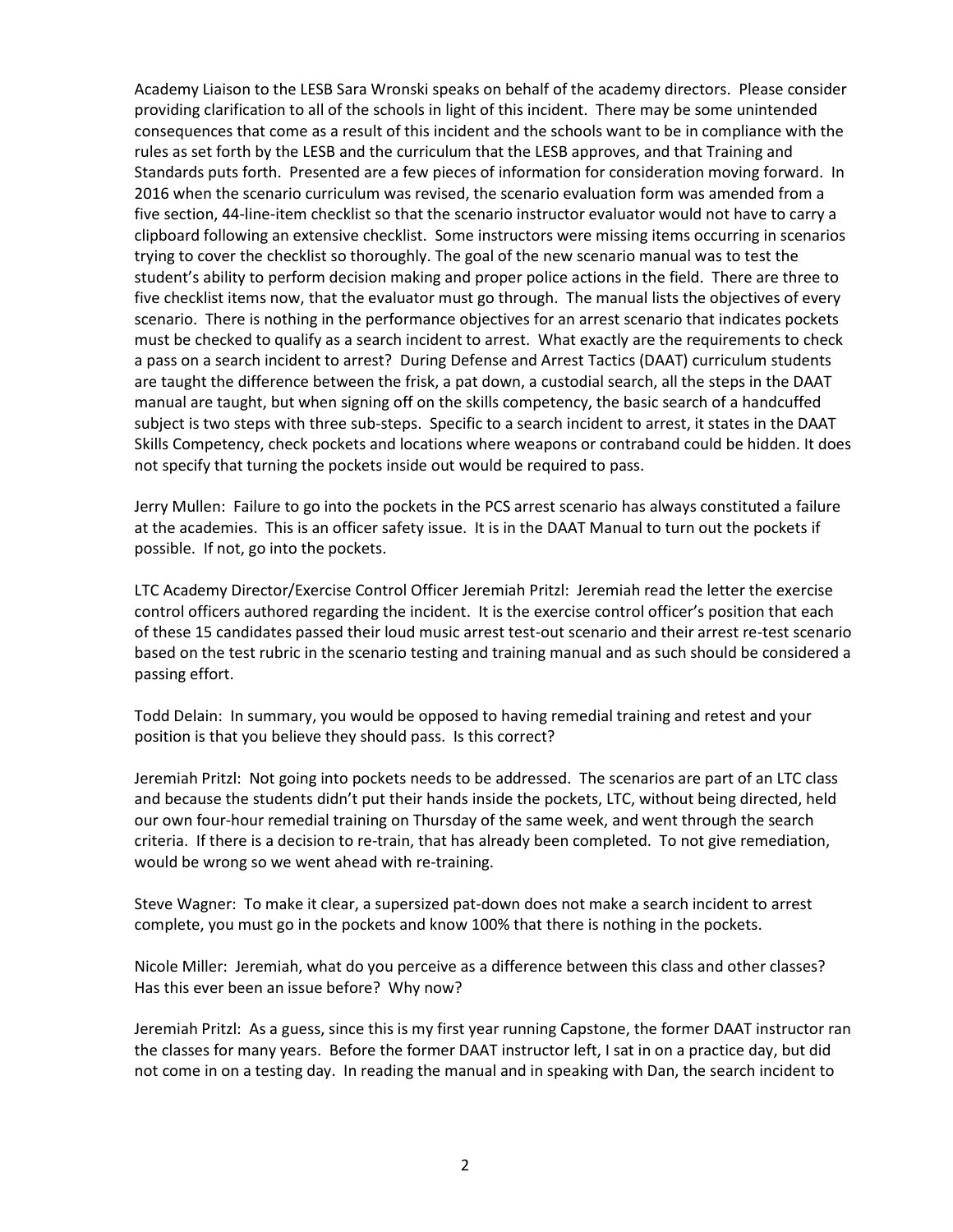Academy Liaison to the LESB Sara Wronski speaks on behalf of the academy directors. Please consider providing clarification to all of the schools in light of this incident. There may be some unintended consequences that come as a result of this incident and the schools want to be in compliance with the rules as set forth by the LESB and the curriculum that the LESB approves, and that Training and Standards puts forth. Presented are a few pieces of information for consideration moving forward. In 2016 when the scenario curriculum was revised, the scenario evaluation form was amended from a five section, 44-line-item checklist so that the scenario instructor evaluator would not have to carry a clipboard following an extensive checklist. Some instructors were missing items occurring in scenarios trying to cover the checklist so thoroughly. The goal of the new scenario manual was to test the student's ability to perform decision making and proper police actions in the field. There are three to five checklist items now, that the evaluator must go through. The manual lists the objectives of every scenario. There is nothing in the performance objectives for an arrest scenario that indicates pockets must be checked to qualify as a search incident to arrest. What exactly are the requirements to check a pass on a search incident to arrest? During Defense and Arrest Tactics (DAAT) curriculum students are taught the difference between the frisk, a pat down, a custodial search, all the steps in the DAAT manual are taught, but when signing off on the skills competency, the basic search of a handcuffed subject is two steps with three sub-steps. Specific to a search incident to arrest, it states in the DAAT Skills Competency, check pockets and locations where weapons or contraband could be hidden. It does not specify that turning the pockets inside out would be required to pass.

Jerry Mullen: Failure to go into the pockets in the PCS arrest scenario has always constituted a failure at the academies. This is an officer safety issue. It is in the DAAT Manual to turn out the pockets if possible. If not, go into the pockets.

LTC Academy Director/Exercise Control Officer Jeremiah Pritzl: Jeremiah read the letter the exercise control officers authored regarding the incident. It is the exercise control officer's position that each of these 15 candidates passed their loud music arrest test-out scenario and their arrest re-test scenario based on the test rubric in the scenario testing and training manual and as such should be considered a passing effort.

Todd Delain: In summary, you would be opposed to having remedial training and retest and your position is that you believe they should pass. Is this correct?

Jeremiah Pritzl: Not going into pockets needs to be addressed. The scenarios are part of an LTC class and because the students didn't put their hands inside the pockets, LTC, without being directed, held our own four-hour remedial training on Thursday of the same week, and went through the search criteria. If there is a decision to re-train, that has already been completed. To not give remediation, would be wrong so we went ahead with re-training.

Steve Wagner: To make it clear, a supersized pat-down does not make a search incident to arrest complete, you must go in the pockets and know 100% that there is nothing in the pockets.

Nicole Miller: Jeremiah, what do you perceive as a difference between this class and other classes? Has this ever been an issue before? Why now?

Jeremiah Pritzl: As a guess, since this is my first year running Capstone, the former DAAT instructor ran the classes for many years. Before the former DAAT instructor left, I sat in on a practice day, but did not come in on a testing day. In reading the manual and in speaking with Dan, the search incident to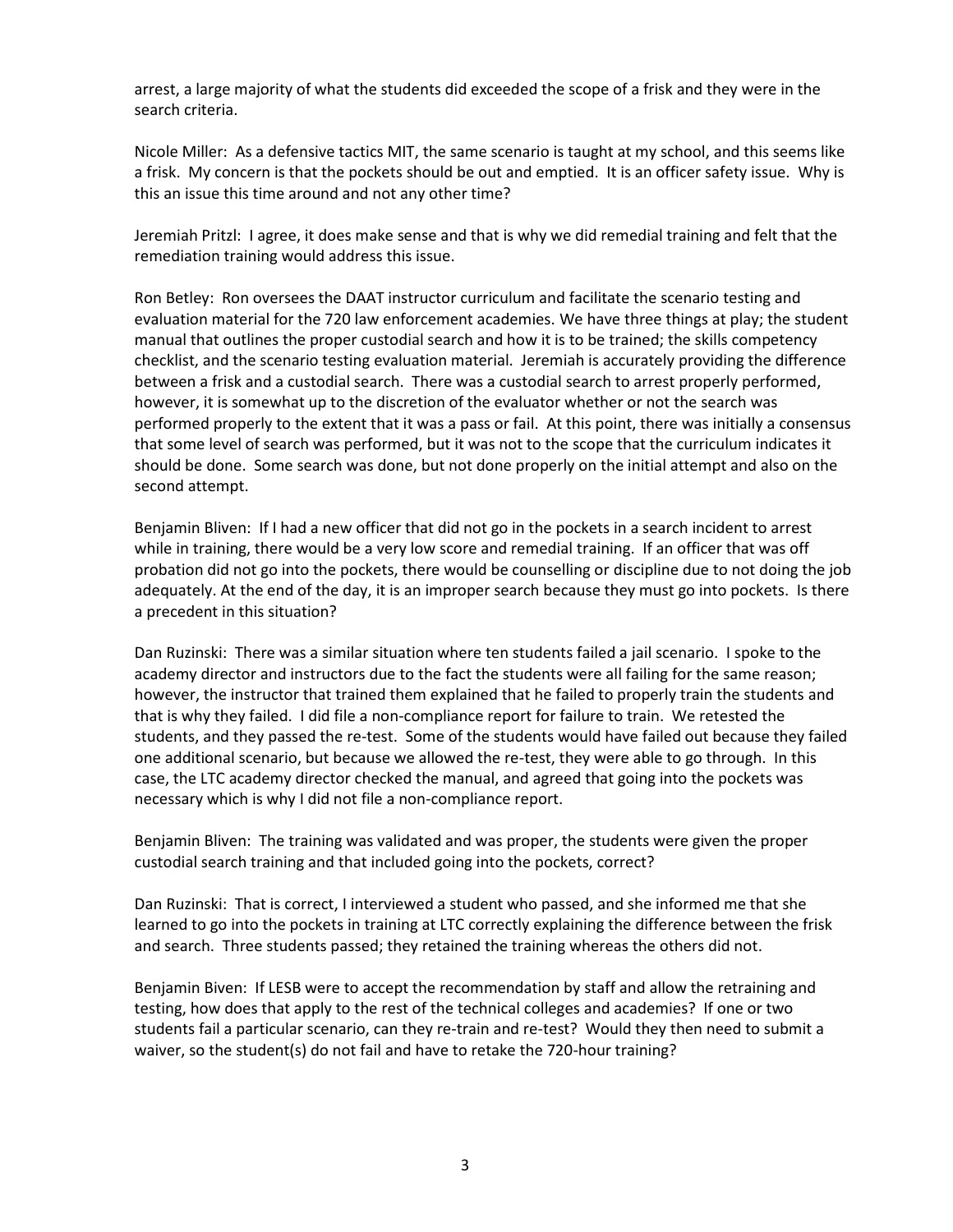arrest, a large majority of what the students did exceeded the scope of a frisk and they were in the search criteria.

Nicole Miller: As a defensive tactics MIT, the same scenario is taught at my school, and this seems like a frisk. My concern is that the pockets should be out and emptied. It is an officer safety issue. Why is this an issue this time around and not any other time?

Jeremiah Pritzl: I agree, it does make sense and that is why we did remedial training and felt that the remediation training would address this issue.

Ron Betley: Ron oversees the DAAT instructor curriculum and facilitate the scenario testing and evaluation material for the 720 law enforcement academies. We have three things at play; the student manual that outlines the proper custodial search and how it is to be trained; the skills competency checklist, and the scenario testing evaluation material. Jeremiah is accurately providing the difference between a frisk and a custodial search. There was a custodial search to arrest properly performed, however, it is somewhat up to the discretion of the evaluator whether or not the search was performed properly to the extent that it was a pass or fail. At this point, there was initially a consensus that some level of search was performed, but it was not to the scope that the curriculum indicates it should be done. Some search was done, but not done properly on the initial attempt and also on the second attempt.

Benjamin Bliven: If I had a new officer that did not go in the pockets in a search incident to arrest while in training, there would be a very low score and remedial training. If an officer that was off probation did not go into the pockets, there would be counselling or discipline due to not doing the job adequately. At the end of the day, it is an improper search because they must go into pockets. Is there a precedent in this situation?

Dan Ruzinski: There was a similar situation where ten students failed a jail scenario. I spoke to the academy director and instructors due to the fact the students were all failing for the same reason; however, the instructor that trained them explained that he failed to properly train the students and that is why they failed. I did file a non-compliance report for failure to train. We retested the students, and they passed the re-test. Some of the students would have failed out because they failed one additional scenario, but because we allowed the re-test, they were able to go through. In this case, the LTC academy director checked the manual, and agreed that going into the pockets was necessary which is why I did not file a non-compliance report.

Benjamin Bliven: The training was validated and was proper, the students were given the proper custodial search training and that included going into the pockets, correct?

Dan Ruzinski: That is correct, I interviewed a student who passed, and she informed me that she learned to go into the pockets in training at LTC correctly explaining the difference between the frisk and search. Three students passed; they retained the training whereas the others did not.

Benjamin Biven: If LESB were to accept the recommendation by staff and allow the retraining and testing, how does that apply to the rest of the technical colleges and academies? If one or two students fail a particular scenario, can they re-train and re-test? Would they then need to submit a waiver, so the student(s) do not fail and have to retake the 720-hour training?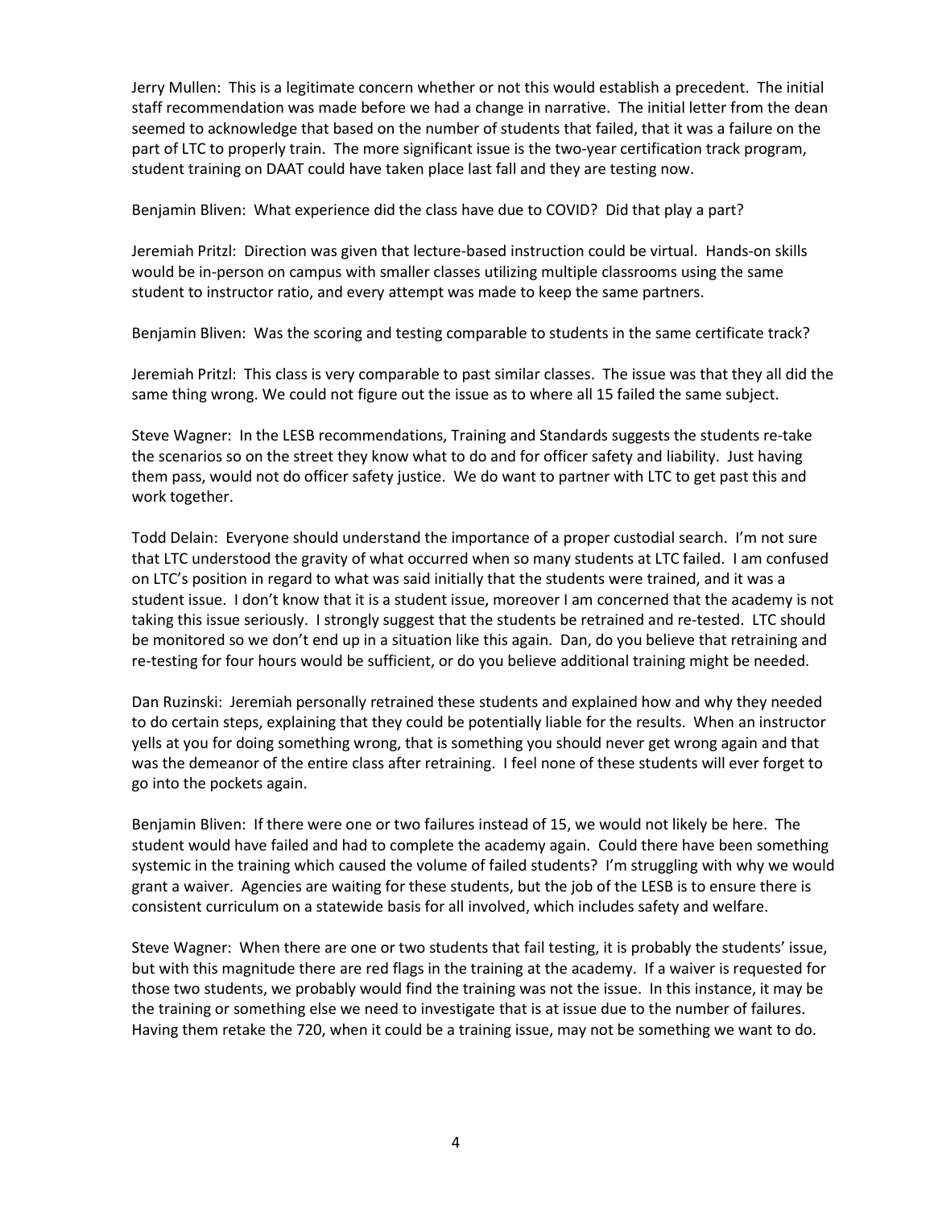Jerry Mullen: This is a legitimate concern whether or not this would establish a precedent. The initial staff recommendation was made before we had a change in narrative. The initial letter from the dean seemed to acknowledge that based on the number of students that failed, that it was a failure on the part of LTC to properly train. The more significant issue is the two-year certification track program, student training on DAAT could have taken place last fall and they are testing now.

Benjamin Bliven: What experience did the class have due to COVID? Did that play a part?

Jeremiah Pritzl: Direction was given that lecture-based instruction could be virtual. Hands-on skills would be in-person on campus with smaller classes utilizing multiple classrooms using the same student to instructor ratio, and every attempt was made to keep the same partners.

Benjamin Bliven: Was the scoring and testing comparable to students in the same certificate track?

Jeremiah Pritzl: This class is very comparable to past similar classes. The issue was that they all did the same thing wrong. We could not figure out the issue as to where all 15 failed the same subject.

Steve Wagner: In the LESB recommendations, Training and Standards suggests the students re-take the scenarios so on the street they know what to do and for officer safety and liability. Just having them pass, would not do officer safety justice. We do want to partner with LTC to get past this and work together.

Todd Delain: Everyone should understand the importance of a proper custodial search. I'm not sure that LTC understood the gravity of what occurred when so many students at LTC failed. I am confused on LTC's position in regard to what was said initially that the students were trained, and it was a student issue. I don't know that it is a student issue, moreover I am concerned that the academy is not taking this issue seriously. I strongly suggest that the students be retrained and re-tested. LTC should be monitored so we don't end up in a situation like this again. Dan, do you believe that retraining and re-testing for four hours would be sufficient, or do you believe additional training might be needed.

Dan Ruzinski: Jeremiah personally retrained these students and explained how and why they needed to do certain steps, explaining that they could be potentially liable for the results. When an instructor yells at you for doing something wrong, that is something you should never get wrong again and that was the demeanor of the entire class after retraining. I feel none of these students will ever forget to go into the pockets again.

Benjamin Bliven: If there were one or two failures instead of 15, we would not likely be here. The student would have failed and had to complete the academy again. Could there have been something systemic in the training which caused the volume of failed students? I'm struggling with why we would grant a waiver. Agencies are waiting for these students, but the job of the LESB is to ensure there is consistent curriculum on a statewide basis for all involved, which includes safety and welfare.

Steve Wagner: When there are one or two students that fail testing, it is probably the students' issue, but with this magnitude there are red flags in the training at the academy. If a waiver is requested for those two students, we probably would find the training was not the issue. In this instance, it may be the training or something else we need to investigate that is at issue due to the number of failures. Having them retake the 720, when it could be a training issue, may not be something we want to do.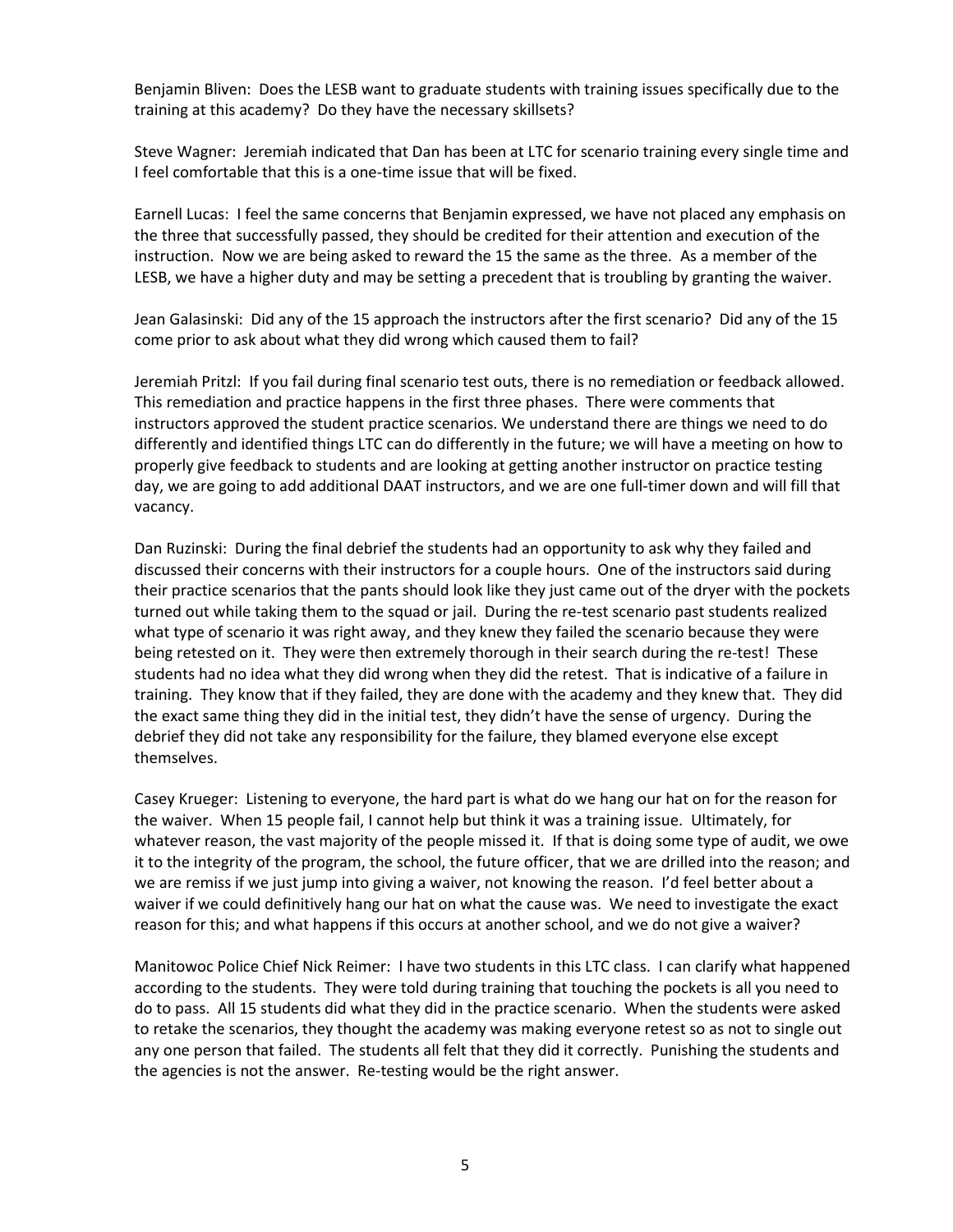Benjamin Bliven: Does the LESB want to graduate students with training issues specifically due to the training at this academy? Do they have the necessary skillsets?

Steve Wagner: Jeremiah indicated that Dan has been at LTC for scenario training every single time and I feel comfortable that this is a one-time issue that will be fixed.

Earnell Lucas: I feel the same concerns that Benjamin expressed, we have not placed any emphasis on the three that successfully passed, they should be credited for their attention and execution of the instruction. Now we are being asked to reward the 15 the same as the three. As a member of the LESB, we have a higher duty and may be setting a precedent that is troubling by granting the waiver.

Jean Galasinski: Did any of the 15 approach the instructors after the first scenario? Did any of the 15 come prior to ask about what they did wrong which caused them to fail?

Jeremiah Pritzl: If you fail during final scenario test outs, there is no remediation or feedback allowed. This remediation and practice happens in the first three phases. There were comments that instructors approved the student practice scenarios. We understand there are things we need to do differently and identified things LTC can do differently in the future; we will have a meeting on how to properly give feedback to students and are looking at getting another instructor on practice testing day, we are going to add additional DAAT instructors, and we are one full-timer down and will fill that vacancy.

Dan Ruzinski: During the final debrief the students had an opportunity to ask why they failed and discussed their concerns with their instructors for a couple hours. One of the instructors said during their practice scenarios that the pants should look like they just came out of the dryer with the pockets turned out while taking them to the squad or jail. During the re-test scenario past students realized what type of scenario it was right away, and they knew they failed the scenario because they were being retested on it. They were then extremely thorough in their search during the re-test! These students had no idea what they did wrong when they did the retest. That is indicative of a failure in training. They know that if they failed, they are done with the academy and they knew that. They did the exact same thing they did in the initial test, they didn't have the sense of urgency. During the debrief they did not take any responsibility for the failure, they blamed everyone else except themselves.

Casey Krueger: Listening to everyone, the hard part is what do we hang our hat on for the reason for the waiver. When 15 people fail, I cannot help but think it was a training issue. Ultimately, for whatever reason, the vast majority of the people missed it. If that is doing some type of audit, we owe it to the integrity of the program, the school, the future officer, that we are drilled into the reason; and we are remiss if we just jump into giving a waiver, not knowing the reason. I'd feel better about a waiver if we could definitively hang our hat on what the cause was. We need to investigate the exact reason for this; and what happens if this occurs at another school, and we do not give a waiver?

Manitowoc Police Chief Nick Reimer: I have two students in this LTC class. I can clarify what happened according to the students. They were told during training that touching the pockets is all you need to do to pass. All 15 students did what they did in the practice scenario. When the students were asked to retake the scenarios, they thought the academy was making everyone retest so as not to single out any one person that failed. The students all felt that they did it correctly. Punishing the students and the agencies is not the answer. Re-testing would be the right answer.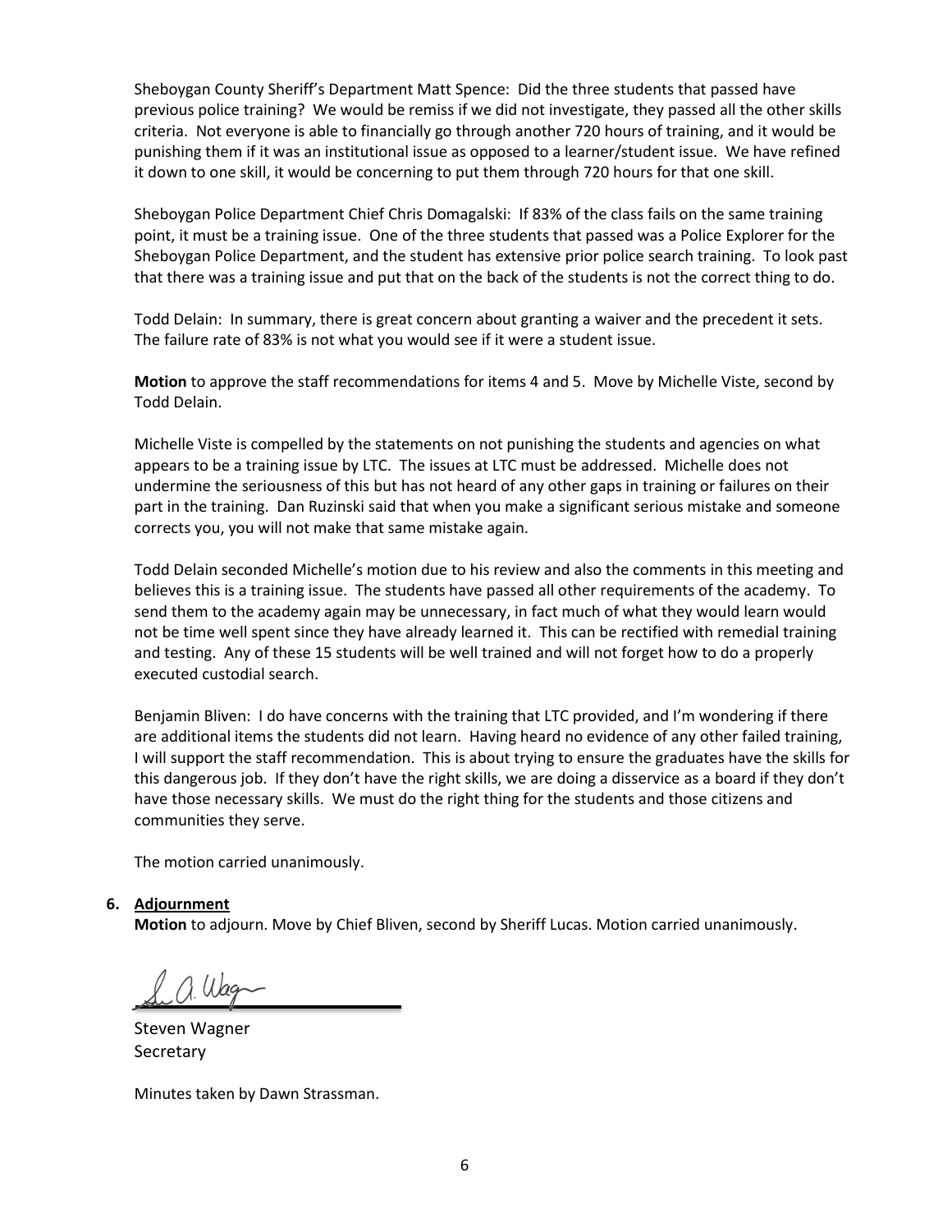Sheboygan County Sheriff's Department Matt Spence: Did the three students that passed have previous police training? We would be remiss if we did not investigate, they passed all the other skills criteria. Not everyone is able to financially go through another 720 hours of training, and it would be punishing them if it was an institutional issue as opposed to a learner/student issue. We have refined it down to one skill, it would be concerning to put them through 720 hours for that one skill.

Sheboygan Police Department Chief Chris Domagalski: If 83% of the class fails on the same training point, it must be a training issue. One of the three students that passed was a Police Explorer for the Sheboygan Police Department, and the student has extensive prior police search training. To look past that there was a training issue and put that on the back of the students is not the correct thing to do.

Todd Delain: In summary, there is great concern about granting a waiver and the precedent it sets. The failure rate of 83% is not what you would see if it were a student issue.

**Motion** to approve the staff recommendations for items 4 and 5. Move by Michelle Viste, second by Todd Delain.

Michelle Viste is compelled by the statements on not punishing the students and agencies on what appears to be a training issue by LTC. The issues at LTC must be addressed. Michelle does not undermine the seriousness of this but has not heard of any other gaps in training or failures on their part in the training. Dan Ruzinski said that when you make a significant serious mistake and someone corrects you, you will not make that same mistake again.

Todd Delain seconded Michelle's motion due to his review and also the comments in this meeting and believes this is a training issue. The students have passed all other requirements of the academy. To send them to the academy again may be unnecessary, in fact much of what they would learn would not be time well spent since they have already learned it. This can be rectified with remedial training and testing. Any of these 15 students will be well trained and will not forget how to do a properly executed custodial search.

Benjamin Bliven: I do have concerns with the training that LTC provided, and I'm wondering if there are additional items the students did not learn. Having heard no evidence of any other failed training, I will support the staff recommendation. This is about trying to ensure the graduates have the skills for this dangerous job. If they don't have the right skills, we are doing a disservice as a board if they don't have those necessary skills. We must do the right thing for the students and those citizens and communities they serve.

The motion carried unanimously.

6. **Adjournment**

   **Motion** to adjourn. Move by Chief Bliven, second by Sheriff Lucas. Motion carried unanimously.

Steven Wagner
Secretary

Minutes taken by Dawn Strassman.